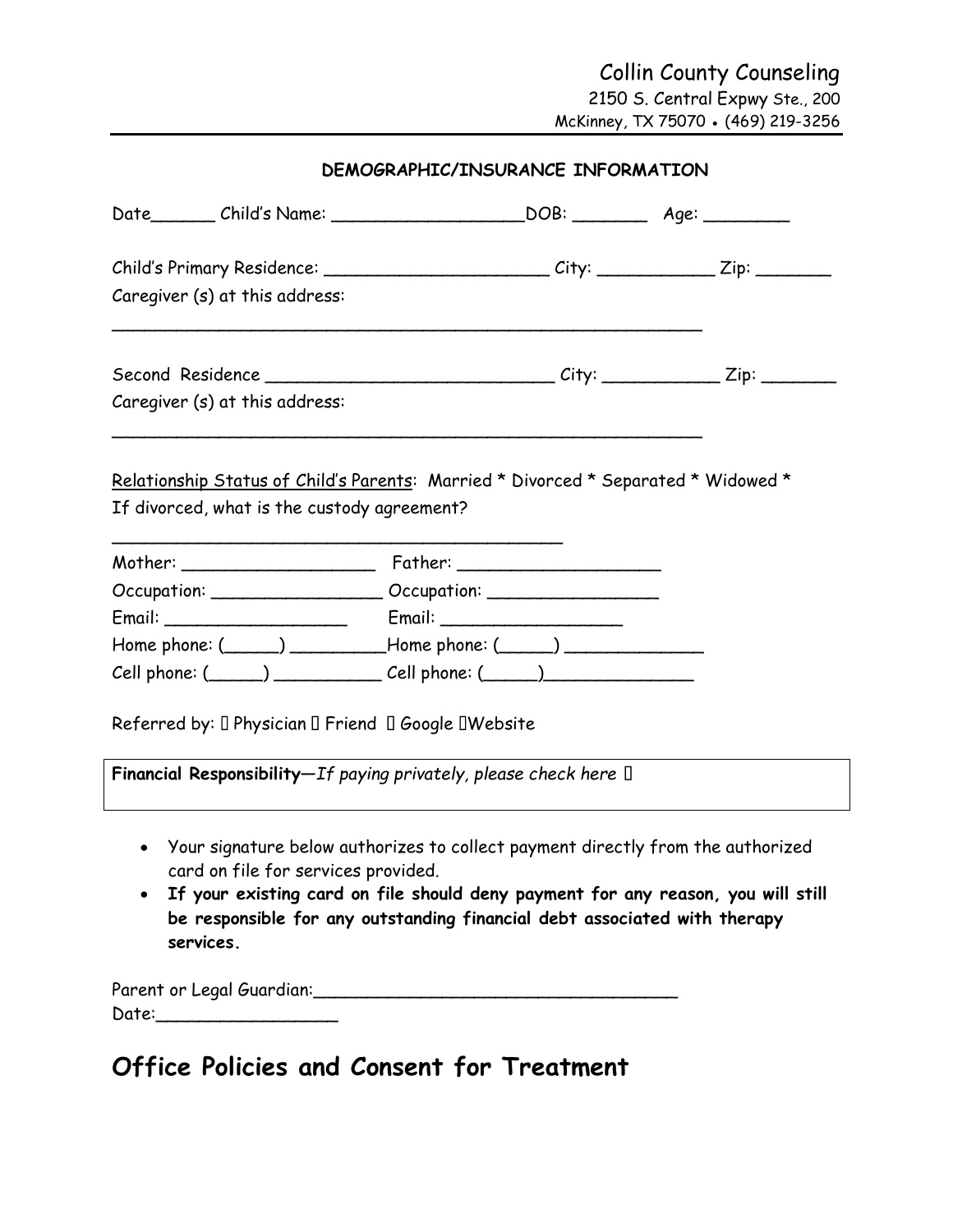Collin County Counseling
2150 S. Central Expwy Ste., 200
McKinney, TX 75070 • (469) 219-3256

**DEMOGRAPHIC/INSURANCE INFORMATION**

Date______ Child's Name: __________________DOB: _______ Age: ________

Child's Primary Residence: _____________________ City: ___________ Zip: _______

Caregiver (s) at this address:

_________________________________________________________

Second Residence ___________________________ City: ___________ Zip: _______

Caregiver (s) at this address:

_________________________________________________________

Relationship Status of Child's Parents: Married * Divorced * Separated * Widowed *

If divorced, what is the custody agreement?

____________________________________________

Mother: __________________ Father: ___________________

Occupation: ________________ Occupation: ________________

Email: __________________ Email: __________________

Home phone: (_____) _________Home phone: (_____) _____________

Cell phone: (_____) __________ Cell phone: (_____)______________

Referred by: ☐ Physician ☐ Friend ☐ Google ☐Website

**Financial Responsibility**—*If paying privately, please check here* ☐

- Your signature below authorizes to collect payment directly from the authorized card on file for services provided.
- **If your existing card on file should deny payment for any reason, you will still be responsible for any outstanding financial debt associated with therapy services.**

Parent or Legal Guardian:___________________________________

Date:_________________

# Office Policies and Consent for Treatment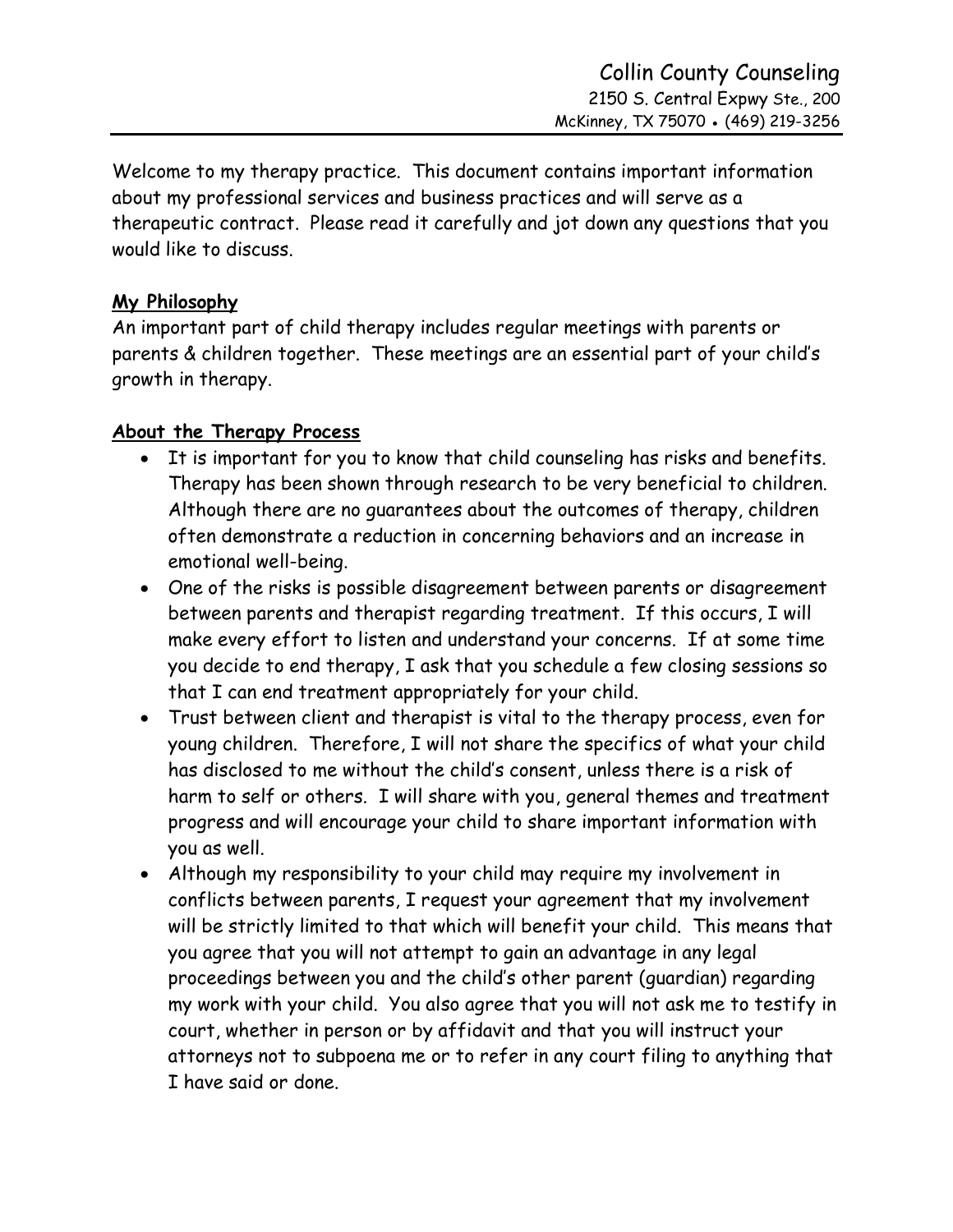Collin County Counseling
2150 S. Central Expwy Ste., 200
McKinney, TX 75070 • (469) 219-3256

Welcome to my therapy practice. This document contains important information about my professional services and business practices and will serve as a therapeutic contract. Please read it carefully and jot down any questions that you would like to discuss.

**My Philosophy**

An important part of child therapy includes regular meetings with parents or parents & children together. These meetings are an essential part of your child's growth in therapy.

**About the Therapy Process**

- It is important for you to know that child counseling has risks and benefits. Therapy has been shown through research to be very beneficial to children. Although there are no guarantees about the outcomes of therapy, children often demonstrate a reduction in concerning behaviors and an increase in emotional well-being.
- One of the risks is possible disagreement between parents or disagreement between parents and therapist regarding treatment. If this occurs, I will make every effort to listen and understand your concerns. If at some time you decide to end therapy, I ask that you schedule a few closing sessions so that I can end treatment appropriately for your child.
- Trust between client and therapist is vital to the therapy process, even for young children. Therefore, I will not share the specifics of what your child has disclosed to me without the child's consent, unless there is a risk of harm to self or others. I will share with you, general themes and treatment progress and will encourage your child to share important information with you as well.
- Although my responsibility to your child may require my involvement in conflicts between parents, I request your agreement that my involvement will be strictly limited to that which will benefit your child. This means that you agree that you will not attempt to gain an advantage in any legal proceedings between you and the child's other parent (guardian) regarding my work with your child. You also agree that you will not ask me to testify in court, whether in person or by affidavit and that you will instruct your attorneys not to subpoena me or to refer in any court filing to anything that I have said or done.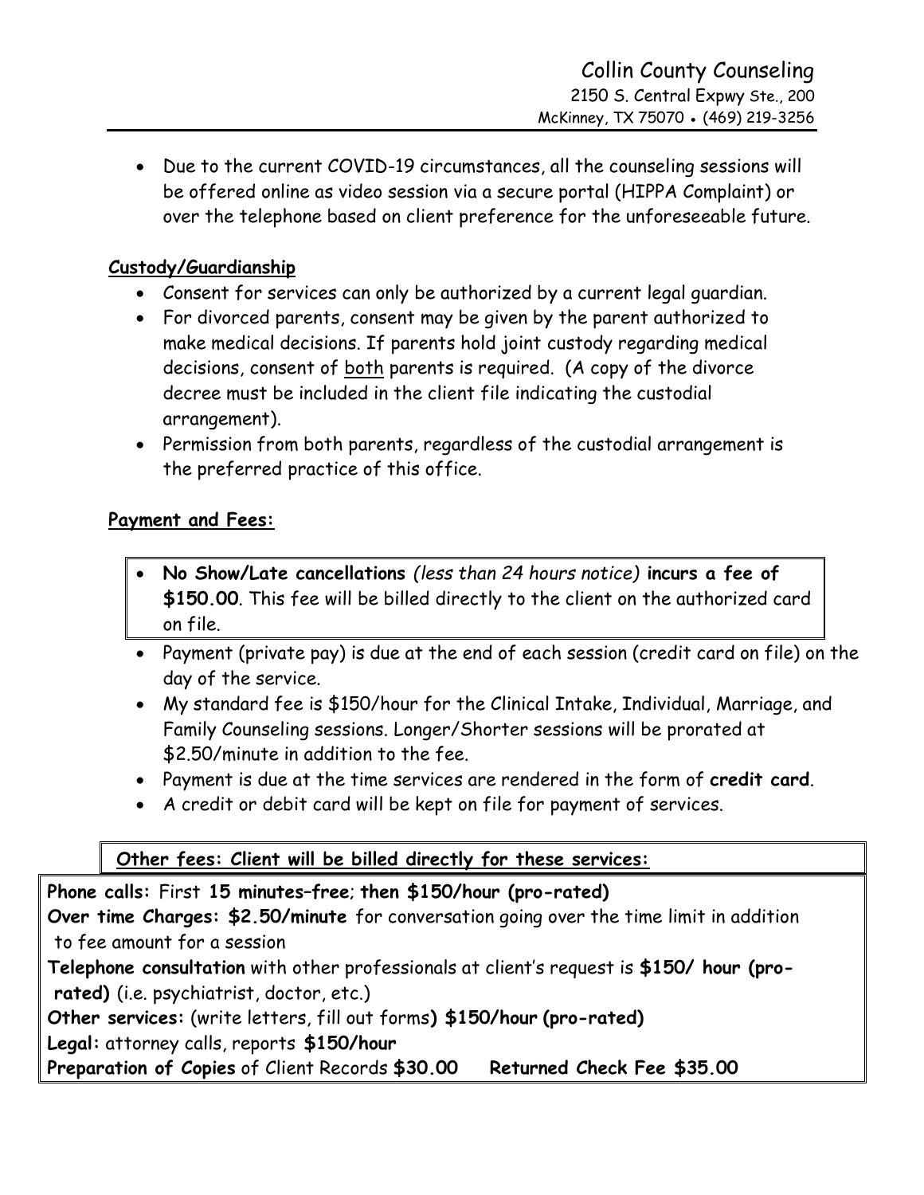Collin County Counseling
2150 S. Central Expwy Ste., 200
McKinney, TX 75070 • (469) 219-3256

- Due to the current COVID-19 circumstances, all the counseling sessions will be offered online as video session via a secure portal (HIPPA Complaint) or over the telephone based on client preference for the unforeseeable future.

## Custody/Guardianship

- Consent for services can only be authorized by a current legal guardian.
- For divorced parents, consent may be given by the parent authorized to make medical decisions. If parents hold joint custody regarding medical decisions, consent of both parents is required. (A copy of the divorce decree must be included in the client file indicating the custodial arrangement).
- Permission from both parents, regardless of the custodial arrangement is the preferred practice of this office.

## Payment and Fees:

- **No Show/Late cancellations** *(less than 24 hours notice)* **incurs a fee of $150.00**. This fee will be billed directly to the client on the authorized card on file.
- Payment (private pay) is due at the end of each session (credit card on file) on the day of the service.
- My standard fee is $150/hour for the Clinical Intake, Individual, Marriage, and Family Counseling sessions. Longer/Shorter sessions will be prorated at $2.50/minute in addition to the fee.
- Payment is due at the time services are rendered in the form of **credit card**.
- A credit or debit card will be kept on file for payment of services.

**Other fees: Client will be billed directly for these services:**

**Phone calls:** First **15 minutes–free**; **then $150/hour (pro-rated)**
**Over time Charges: $2.50/minute** for conversation going over the time limit in addition to fee amount for a session
**Telephone consultation** with other professionals at client's request is **$150/ hour (pro-rated)** (i.e. psychiatrist, doctor, etc.)
**Other services:** (write letters, fill out forms**) $150/hour (pro-rated)**
**Legal:** attorney calls, reports **$150/hour**
**Preparation of Copies** of Client Records **$30.00** **Returned Check Fee $35.00**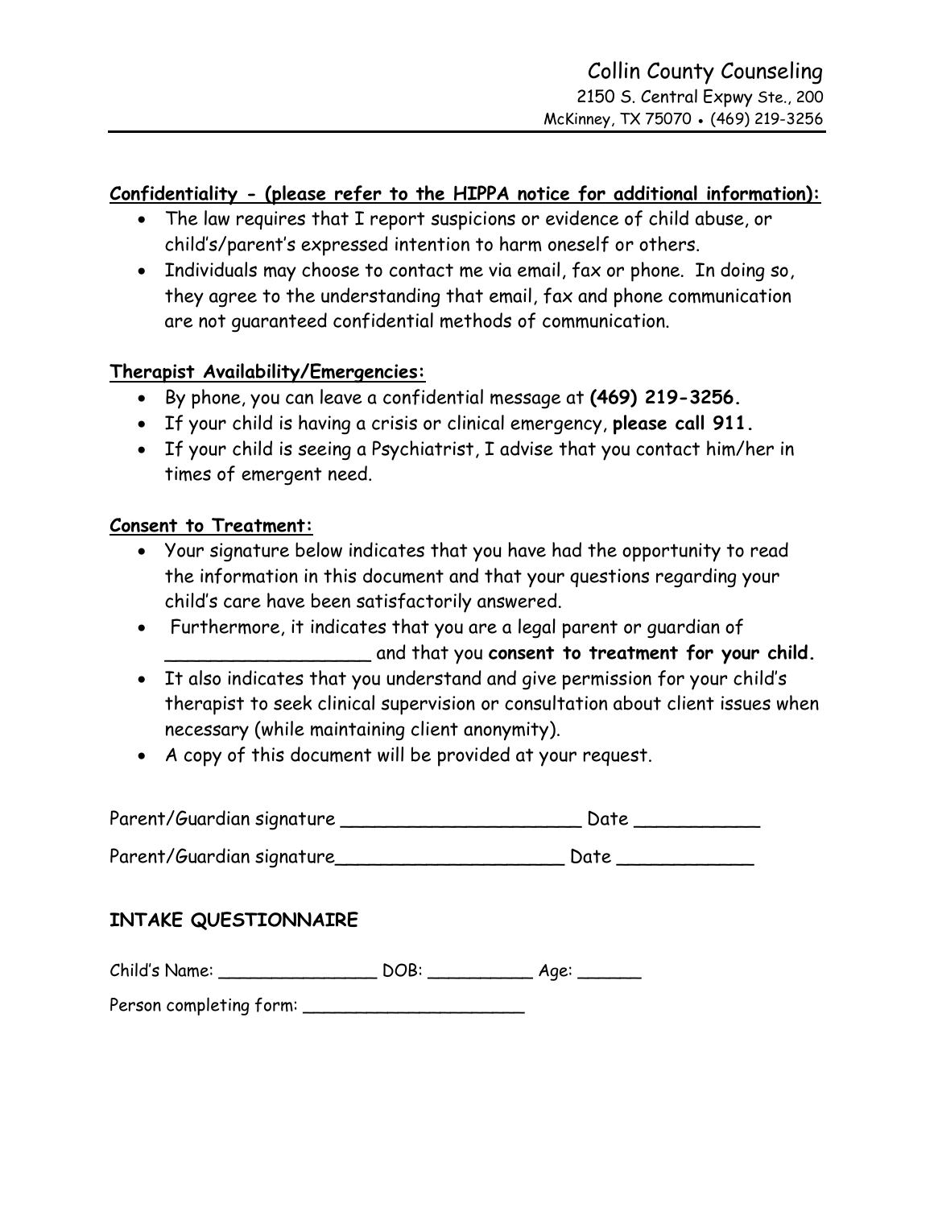Collin County Counseling
2150 S. Central Expwy Ste., 200
McKinney, TX 75070 • (469) 219-3256

**Confidentiality - (please refer to the HIPPA notice for additional information):**

- The law requires that I report suspicions or evidence of child abuse, or child's/parent's expressed intention to harm oneself or others.
- Individuals may choose to contact me via email, fax or phone. In doing so, they agree to the understanding that email, fax and phone communication are not guaranteed confidential methods of communication.

**Therapist Availability/Emergencies:**

- By phone, you can leave a confidential message at **(469) 219-3256.**
- If your child is having a crisis or clinical emergency, **please call 911.**
- If your child is seeing a Psychiatrist, I advise that you contact him/her in times of emergent need.

**Consent to Treatment:**

- Your signature below indicates that you have had the opportunity to read the information in this document and that your questions regarding your child's care have been satisfactorily answered.
- Furthermore, it indicates that you are a legal parent or guardian of ___________________ and that you **consent to treatment for your child.**
- It also indicates that you understand and give permission for your child's therapist to seek clinical supervision or consultation about client issues when necessary (while maintaining client anonymity).
- A copy of this document will be provided at your request.

Parent/Guardian signature ______________________ Date ___________

Parent/Guardian signature_____________________ Date ____________

## INTAKE QUESTIONNAIRE

Child's Name: _______________ DOB: __________ Age: ______

Person completing form: _____________________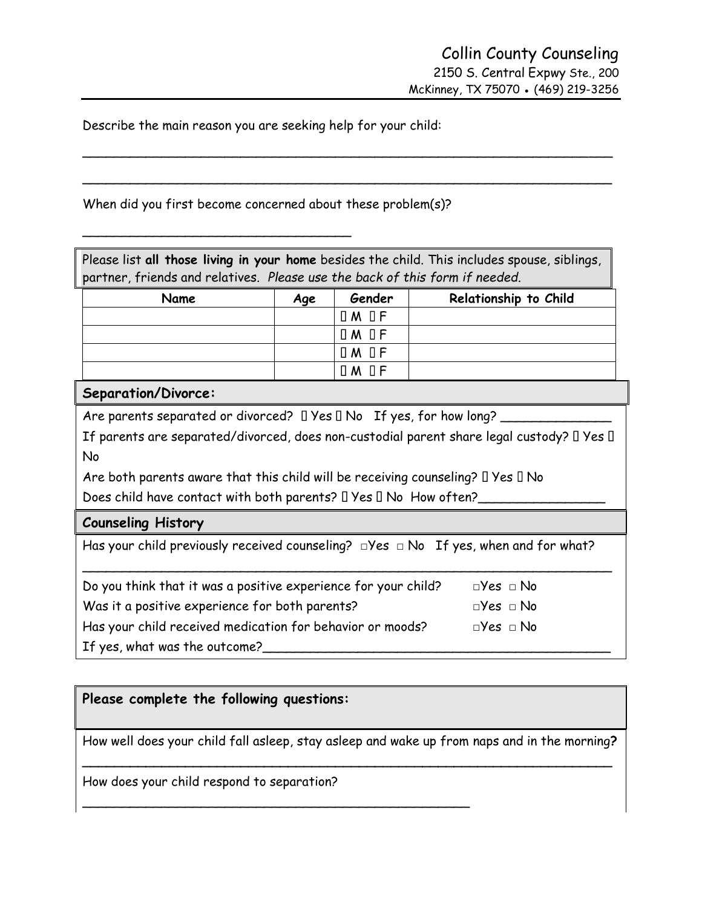Collin County Counseling
2150 S. Central Expwy Ste., 200
McKinney, TX 75070 • (469) 219-3256

Describe the main reason you are seeking help for your child:

_______________________________________________________________________

_______________________________________________________________________

When did you first become concerned about these problem(s)?

___________________________________

Please list **all those living in your home** besides the child. This includes spouse, siblings, partner, friends and relatives. *Please use the back of this form if needed.*

| Name | Age | Gender | Relationship to Child |
|---|---|---|---|
| | | ☐ M ☐ F | |
| | | ☐ M ☐ F | |
| | | ☐ M ☐ F | |
| | | ☐ M ☐ F | |

**Separation/Divorce:**

Are parents separated or divorced? ☐ Yes ☐ No If yes, for how long? ______________

If parents are separated/divorced, does non-custodial parent share legal custody? ☐ Yes ☐ No

Are both parents aware that this child will be receiving counseling? ☐ Yes ☐ No

Does child have contact with both parents? ☐ Yes ☐ No How often?________________

**Counseling History**

Has your child previously received counseling? □Yes □ No If yes, when and for what?

_______________________________________________________________________

Do you think that it was a positive experience for your child? □Yes □ No

Was it a positive experience for both parents? □Yes □ No

Has your child received medication for behavior or moods? □Yes □ No

If yes, what was the outcome?_____________________________________________

**Please complete the following questions:**

How well does your child fall asleep, stay asleep and wake up from naps and in the morning?

_______________________________________________________________________

How does your child respond to separation?

___________________________________________________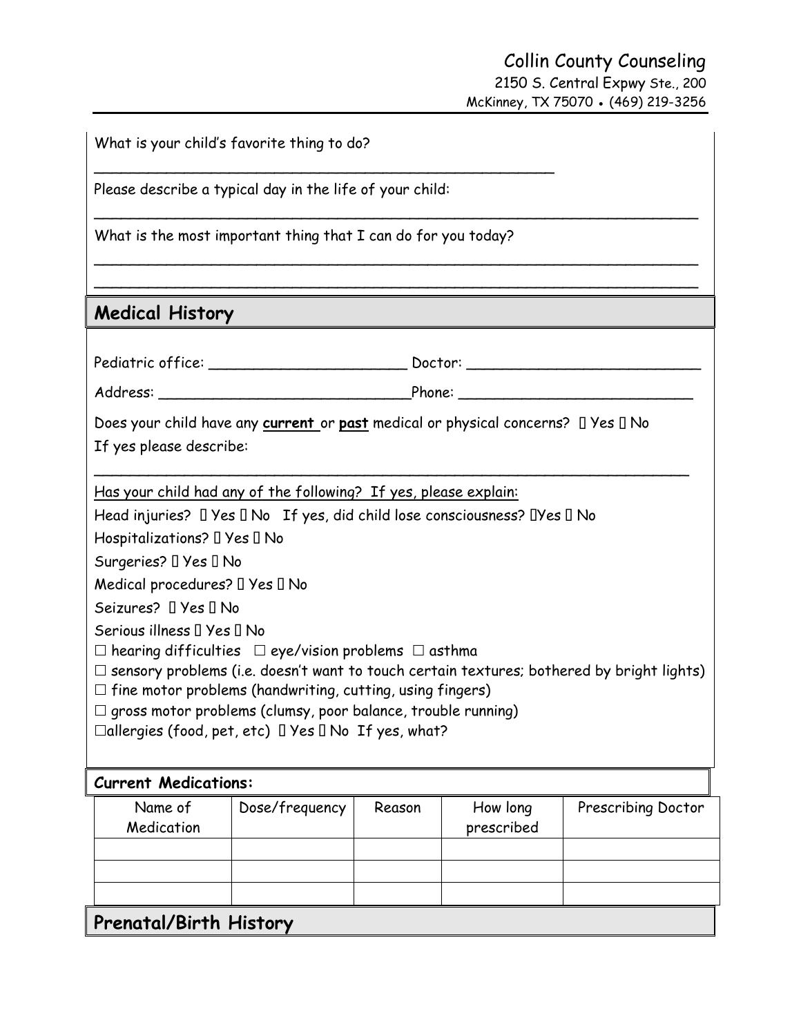What is your child's favorite thing to do?

______________________________________________________

Please describe a typical day in the life of your child:

______________________________________________________________________

What is the most important thing that I can do for you today?

______________________________________________________________________

______________________________________________________________________

## Medical History

Pediatric office: ______________________ Doctor: ___________________________

Address: ____________________________Phone: ___________________________

Does your child have any **current** or **past** medical or physical concerns?  Yes  No

If yes please describe:

______________________________________________________________________

Has your child had any of the following? If yes, please explain:

Head injuries?  Yes  No   If yes, did child lose consciousness? Yes  No

Hospitalizations?  Yes  No

Surgeries?  Yes  No

Medical procedures?  Yes  No

Seizures?  Yes  No

Serious illness  Yes  No

☐ hearing difficulties  ☐ eye/vision problems  ☐ asthma

☐ sensory problems (i.e. doesn't want to touch certain textures; bothered by bright lights)

☐ fine motor problems (handwriting, cutting, using fingers)

☐ gross motor problems (clumsy, poor balance, trouble running)

☐allergies (food, pet, etc)  Yes  No  If yes, what?

**Current Medications:**

| Name of Medication | Dose/frequency | Reason | How long prescribed | Prescribing Doctor |
|---|---|---|---|---|
| | | | | |
| | | | | |
| | | | | |

## Prenatal/Birth History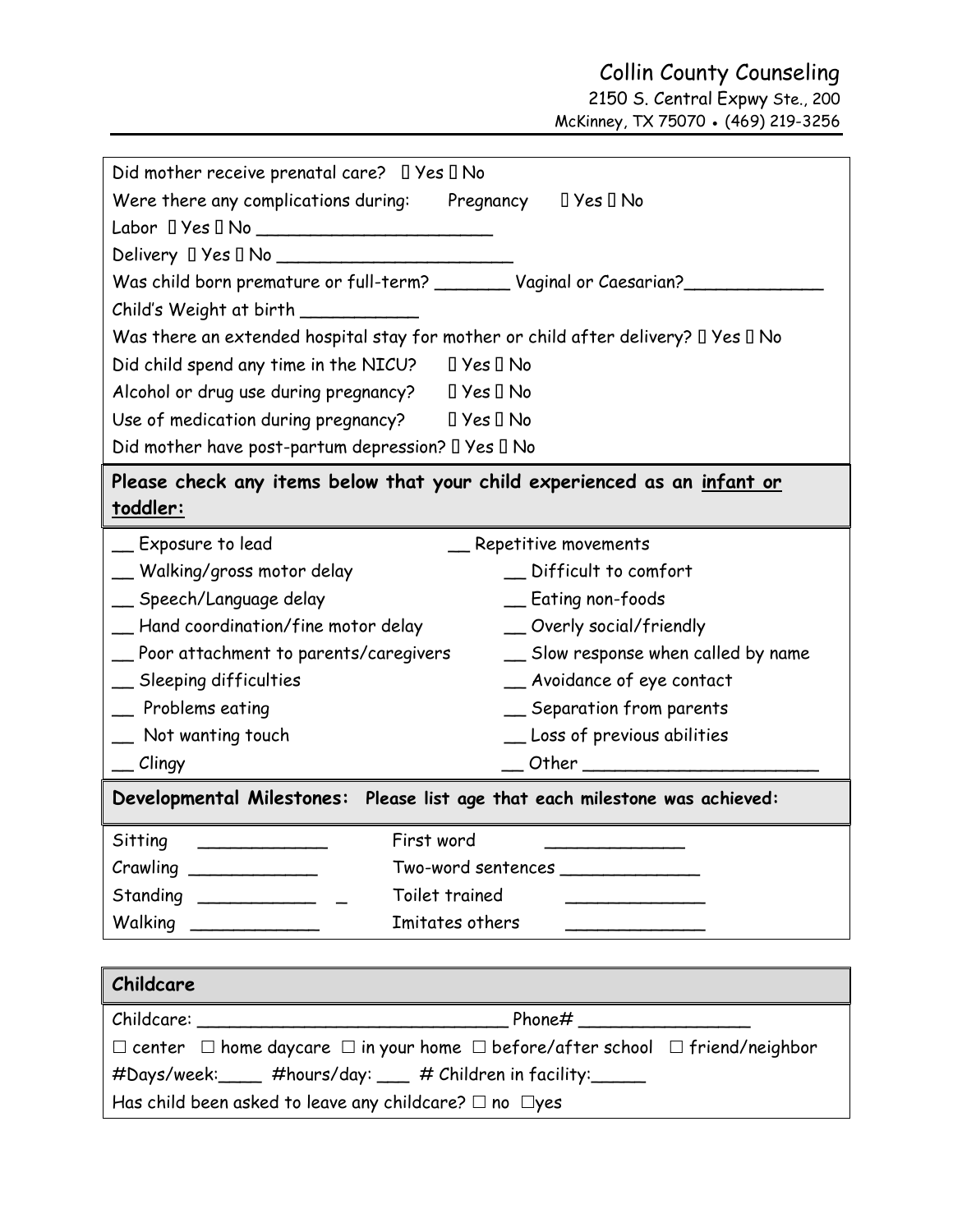Did mother receive prenatal care? ☐ Yes ☐ No

Were there any complications during: Pregnancy ☐ Yes ☐ No

Labor ☐ Yes ☐ No ______________________

Delivery ☐ Yes ☐ No ______________________

Was child born premature or full-term? _______ Vaginal or Caesarian?_____________

Child's Weight at birth ___________

Was there an extended hospital stay for mother or child after delivery? ☐ Yes ☐ No

Did child spend any time in the NICU? ☐ Yes ☐ No

Alcohol or drug use during pregnancy? ☐ Yes ☐ No

Use of medication during pregnancy? ☐ Yes ☐ No

Did mother have post-partum depression? ☐ Yes ☐ No

**Please check any items below that your child experienced as an <u>infant or toddler:</u>**

__ Exposure to lead
__ Walking/gross motor delay
__ Speech/Language delay
__ Hand coordination/fine motor delay
__ Poor attachment to parents/caregivers
__ Sleeping difficulties
__ Problems eating
__ Not wanting touch
__ Clingy
__ Repetitive movements
__ Difficult to comfort
__ Eating non-foods
__ Overly social/friendly
__ Slow response when called by name
__ Avoidance of eye contact
__ Separation from parents
__ Loss of previous abilities
__ Other ______________________

**Developmental Milestones: Please list age that each milestone was achieved:**

Sitting ____________
Crawling ____________
Standing ____________
Walking ____________
First word _____________
Two-word sentences _____________
Toilet trained _____________
Imitates others _____________

**Childcare**

Childcare: _____________________________ Phone# ________________

☐ center ☐ home daycare ☐ in your home ☐ before/after school ☐ friend/neighbor

#Days/week:____ #hours/day: ___ # Children in facility:_____

Has child been asked to leave any childcare? ☐ no ☐yes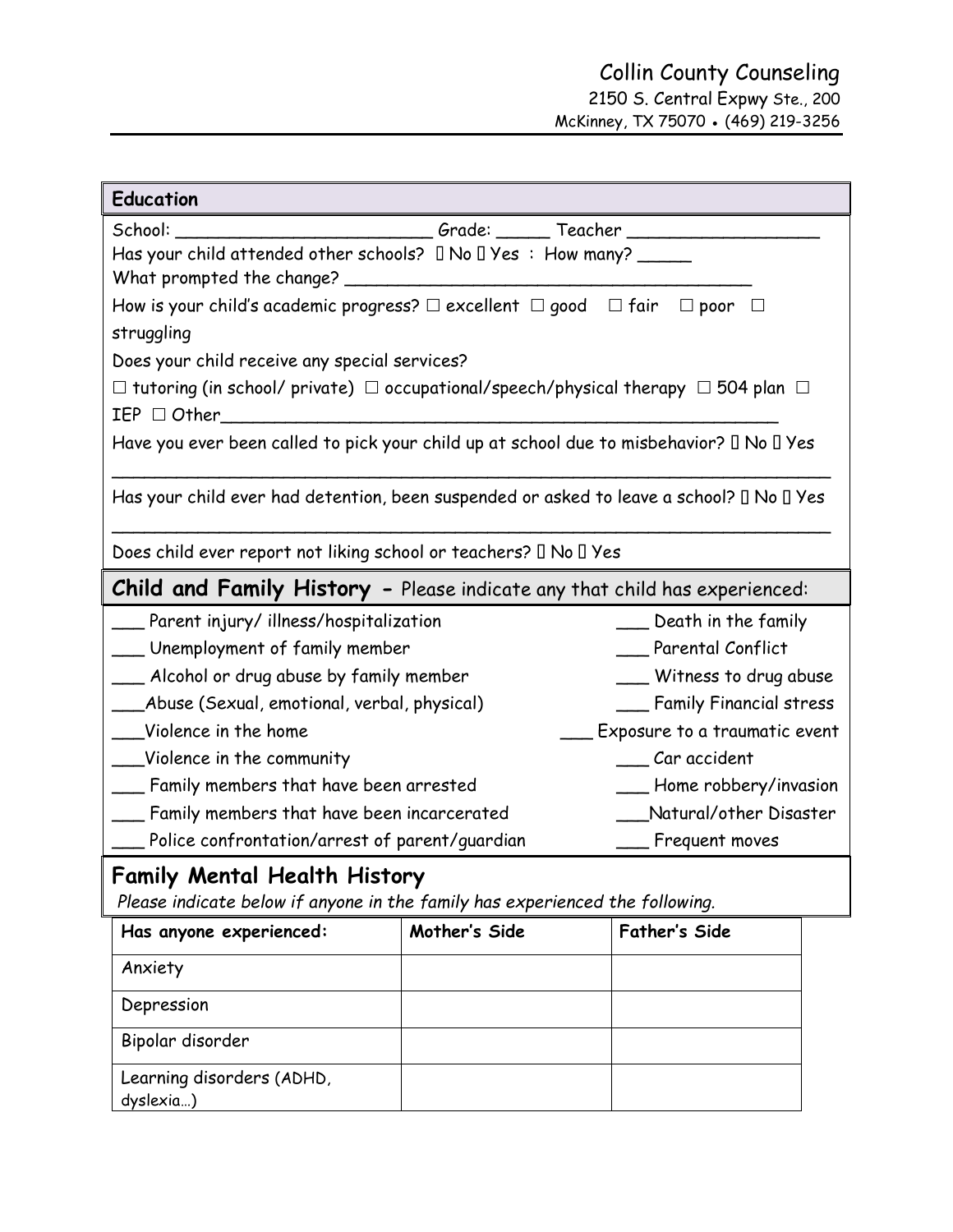Collin County Counseling
2150 S. Central Expwy Ste., 200
McKinney, TX 75070 • (469) 219-3256

## Education

School: ________________________ Grade: _____ Teacher _________________

Has your child attended other schools? ☐ No ☐ Yes : How many? _____

What prompted the change? ____________________________________

How is your child's academic progress? ☐ excellent ☐ good ☐ fair ☐ poor ☐ struggling

Does your child receive any special services?

☐ tutoring (in school/ private) ☐ occupational/speech/physical therapy ☐ 504 plan ☐ IEP ☐ Other_____________________________________________________

Have you ever been called to pick your child up at school due to misbehavior? ☐ No ☐ Yes

_________________________________________________________________

Has your child ever had detention, been suspended or asked to leave a school? ☐ No ☐ Yes

_________________________________________________________________

Does child ever report not liking school or teachers? ☐ No ☐ Yes

## Child and Family History - Please indicate any that child has experienced:

___ Parent injury/ illness/hospitalization
___ Unemployment of family member
___ Alcohol or drug abuse by family member
___Abuse (Sexual, emotional, verbal, physical)
___Violence in the home
___Violence in the community
___ Family members that have been arrested
___ Family members that have been incarcerated
___ Police confrontation/arrest of parent/guardian
___ Death in the family
___ Parental Conflict
___ Witness to drug abuse
___ Family Financial stress
___ Exposure to a traumatic event
___ Car accident
___ Home robbery/invasion
___Natural/other Disaster
___ Frequent moves

## Family Mental Health History

*Please indicate below if anyone in the family has experienced the following.*

| Has anyone experienced: | Mother's Side | Father's Side |
|---|---|---|
| Anxiety | | |
| Depression | | |
| Bipolar disorder | | |
| Learning disorders (ADHD, dyslexia…) | | |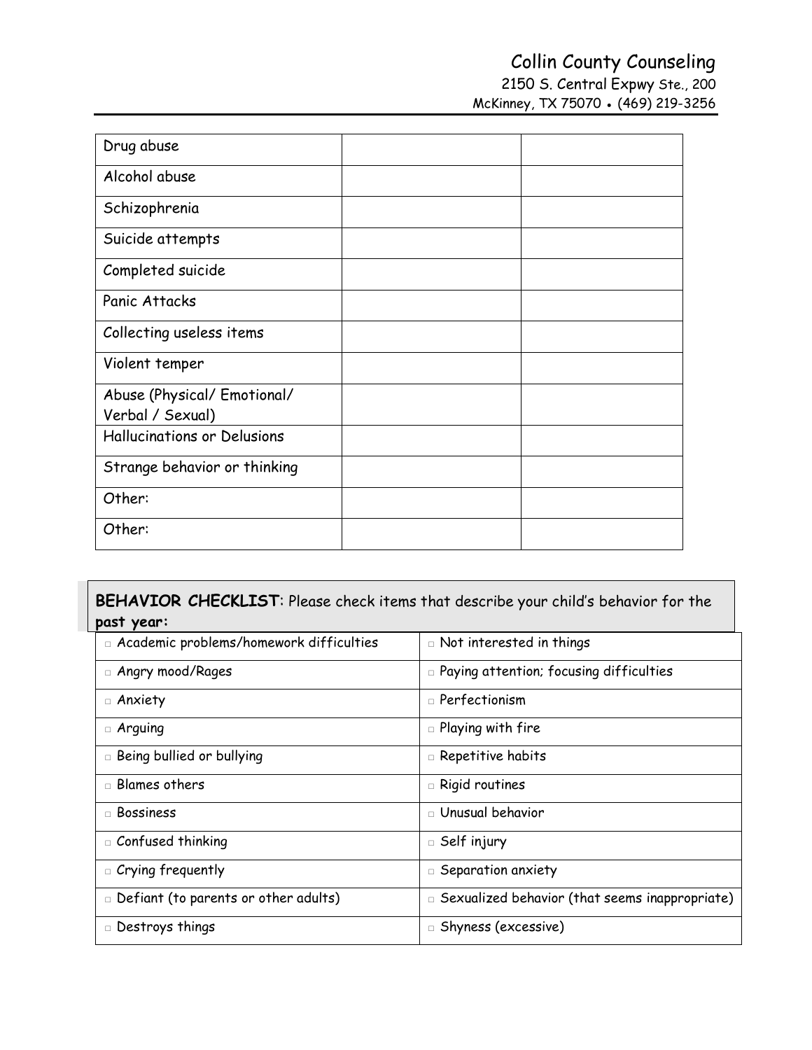| Drug abuse | | |
|---|---|---|
| Alcohol abuse | | |
| Schizophrenia | | |
| Suicide attempts | | |
| Completed suicide | | |
| Panic Attacks | | |
| Collecting useless items | | |
| Violent temper | | |
| Abuse (Physical/ Emotional/ Verbal / Sexual) | | |
| Hallucinations or Delusions | | |
| Strange behavior or thinking | | |
| Other: | | |
| Other: | | |

**BEHAVIOR CHECKLIST**: Please check items that describe your child's behavior for the **past year:**

| | |
|---|---|
| □ Academic problems/homework difficulties | □ Not interested in things |
| □ Angry mood/Rages | □ Paying attention; focusing difficulties |
| □ Anxiety | □ Perfectionism |
| □ Arguing | □ Playing with fire |
| □ Being bullied or bullying | □ Repetitive habits |
| □ Blames others | □ Rigid routines |
| □ Bossiness | □ Unusual behavior |
| □ Confused thinking | □ Self injury |
| □ Crying frequently | □ Separation anxiety |
| □ Defiant (to parents or other adults) | □ Sexualized behavior (that seems inappropriate) |
| □ Destroys things | □ Shyness (excessive) |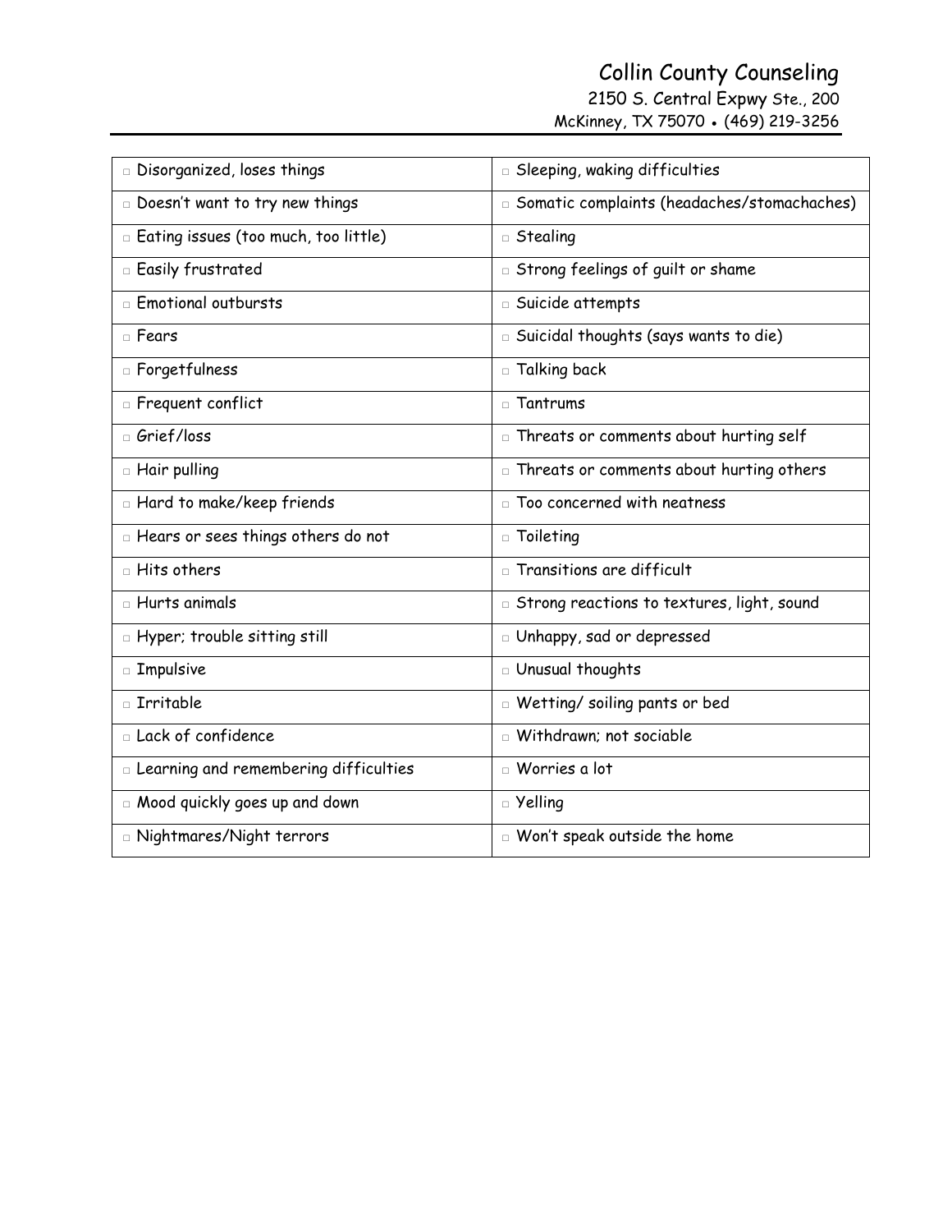Collin County Counseling
2150 S. Central Expwy Ste., 200
McKinney, TX 75070 • (469) 219-3256

| | |
|---|---|
| □ Disorganized, loses things | □ Sleeping, waking difficulties |
| □ Doesn't want to try new things | □ Somatic complaints (headaches/stomachaches) |
| □ Eating issues (too much, too little) | □ Stealing |
| □ Easily frustrated | □ Strong feelings of guilt or shame |
| □ Emotional outbursts | □ Suicide attempts |
| □ Fears | □ Suicidal thoughts (says wants to die) |
| □ Forgetfulness | □ Talking back |
| □ Frequent conflict | □ Tantrums |
| □ Grief/loss | □ Threats or comments about hurting self |
| □ Hair pulling | □ Threats or comments about hurting others |
| □ Hard to make/keep friends | □ Too concerned with neatness |
| □ Hears or sees things others do not | □ Toileting |
| □ Hits others | □ Transitions are difficult |
| □ Hurts animals | □ Strong reactions to textures, light, sound |
| □ Hyper; trouble sitting still | □ Unhappy, sad or depressed |
| □ Impulsive | □ Unusual thoughts |
| □ Irritable | □ Wetting/ soiling pants or bed |
| □ Lack of confidence | □ Withdrawn; not sociable |
| □ Learning and remembering difficulties | □ Worries a lot |
| □ Mood quickly goes up and down | □ Yelling |
| □ Nightmares/Night terrors | □ Won't speak outside the home |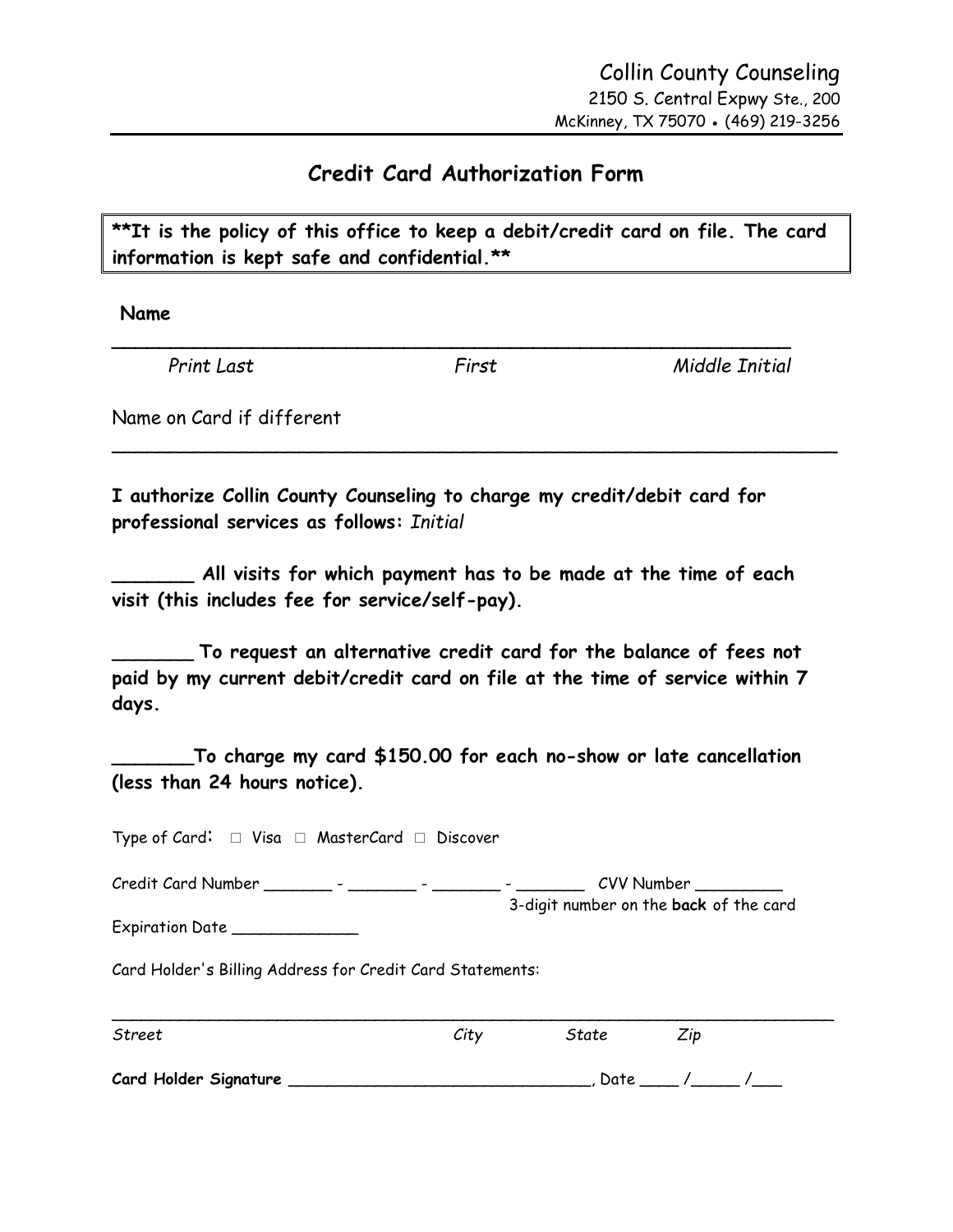Collin County Counseling
2150 S. Central Expwy Ste., 200
McKinney, TX 75070 • (469) 219-3256

## Credit Card Authorization Form

**\*\*It is the policy of this office to keep a debit/credit card on file. The card information is kept safe and confidential.\*\***

**Name**

______________________________________________________________

*Print Last* *First* *Middle Initial*

Name on Card if different

______________________________________________________________

**I authorize Collin County Counseling to charge my credit/debit card for professional services as follows:** *Initial*

**_______ All visits for which payment has to be made at the time of each visit (this includes fee for service/self-pay).**

**_______ To request an alternative credit card for the balance of fees not paid by my current debit/credit card on file at the time of service within 7 days.**

**_______To charge my card $150.00 for each no-show or late cancellation (less than 24 hours notice).**

Type of Card: □ Visa □ MasterCard □ Discover

Credit Card Number _______ - _______ - _______ - _______ CVV Number _________
3-digit number on the **back** of the card

Expiration Date _____________

Card Holder's Billing Address for Credit Card Statements:

______________________________________________________________

*Street* *City* *State* *Zip*

**Card Holder Signature** ________________________________, Date ____ /_____ /___